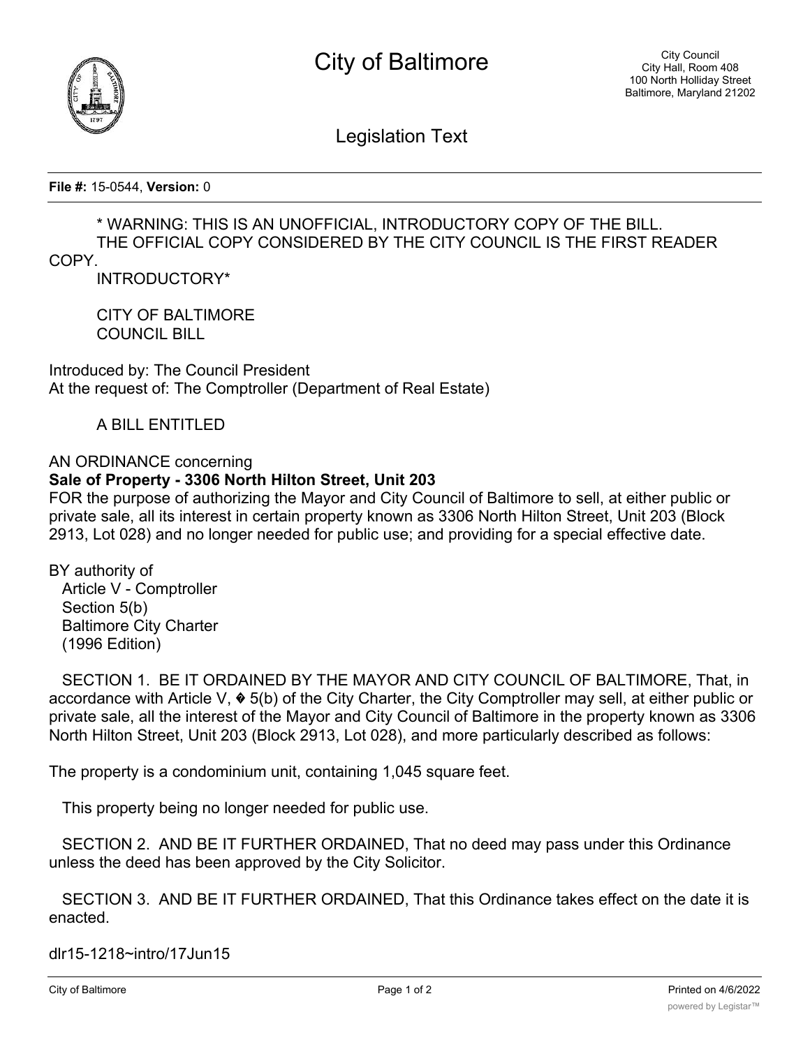# City of Baltimore

City Council
City Hall, Room 408
100 North Holliday Street
Baltimore, Maryland 21202

## Legislation Text

**File #:** 15-0544, **Version:** 0

\* WARNING: THIS IS AN UNOFFICIAL, INTRODUCTORY COPY OF THE BILL.
THE OFFICIAL COPY CONSIDERED BY THE CITY COUNCIL IS THE FIRST READER COPY.
INTRODUCTORY\*

CITY OF BALTIMORE
COUNCIL BILL

Introduced by: The Council President
At the request of: The Comptroller (Department of Real Estate)

A BILL ENTITLED

AN ORDINANCE concerning
**Sale of Property - 3306 North Hilton Street, Unit 203**
FOR the purpose of authorizing the Mayor and City Council of Baltimore to sell, at either public or private sale, all its interest in certain property known as 3306 North Hilton Street, Unit 203 (Block 2913, Lot 028) and no longer needed for public use; and providing for a special effective date.

BY authority of
Article V - Comptroller
Section 5(b)
Baltimore City Charter
(1996 Edition)

SECTION 1. BE IT ORDAINED BY THE MAYOR AND CITY COUNCIL OF BALTIMORE, That, in accordance with Article V, � 5(b) of the City Charter, the City Comptroller may sell, at either public or private sale, all the interest of the Mayor and City Council of Baltimore in the property known as 3306 North Hilton Street, Unit 203 (Block 2913, Lot 028), and more particularly described as follows:

The property is a condominium unit, containing 1,045 square feet.

This property being no longer needed for public use.

SECTION 2. AND BE IT FURTHER ORDAINED, That no deed may pass under this Ordinance unless the deed has been approved by the City Solicitor.

SECTION 3. AND BE IT FURTHER ORDAINED, That this Ordinance takes effect on the date it is enacted.

dlr15-1218~intro/17Jun15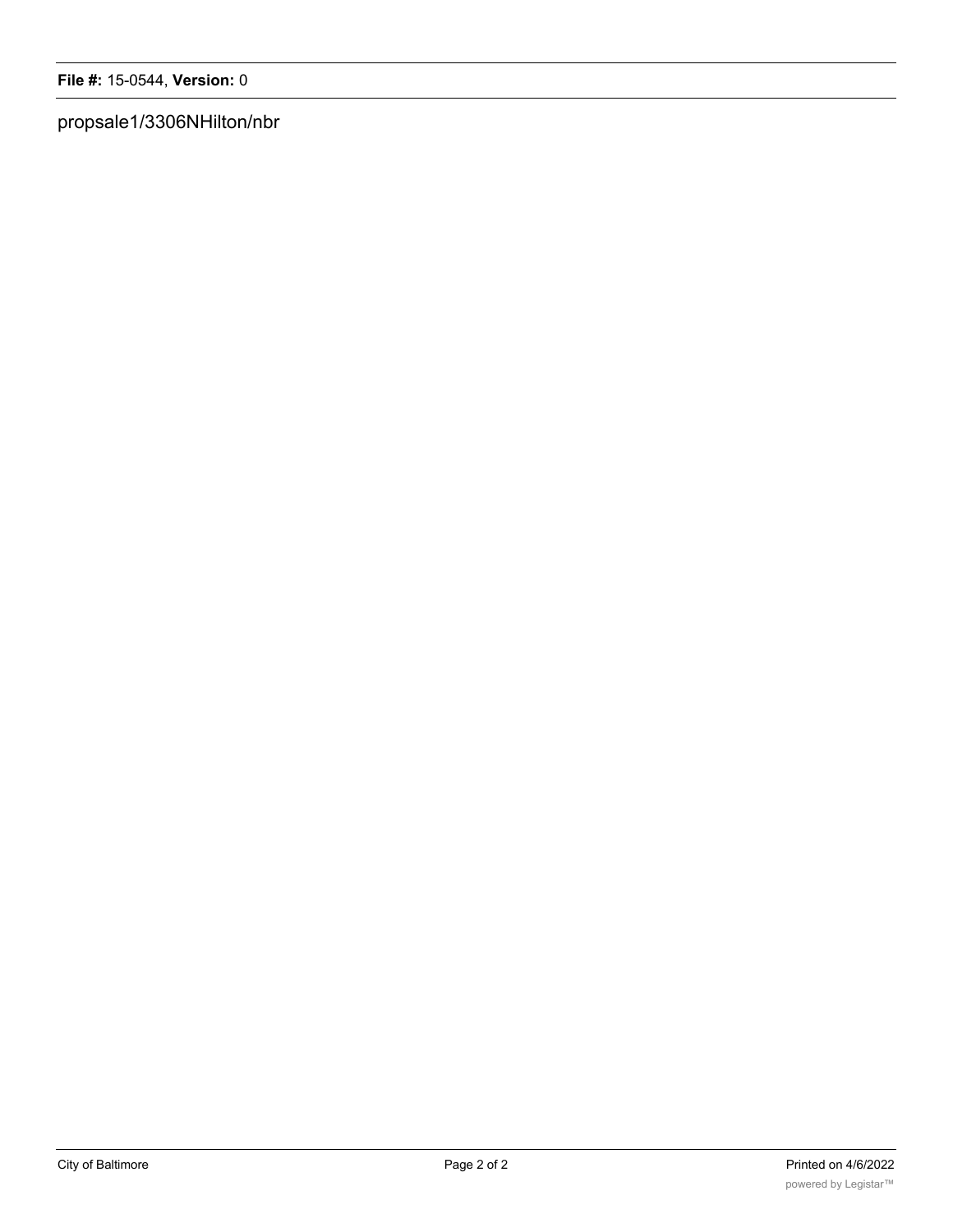propsale1/3306NHilton/nbr